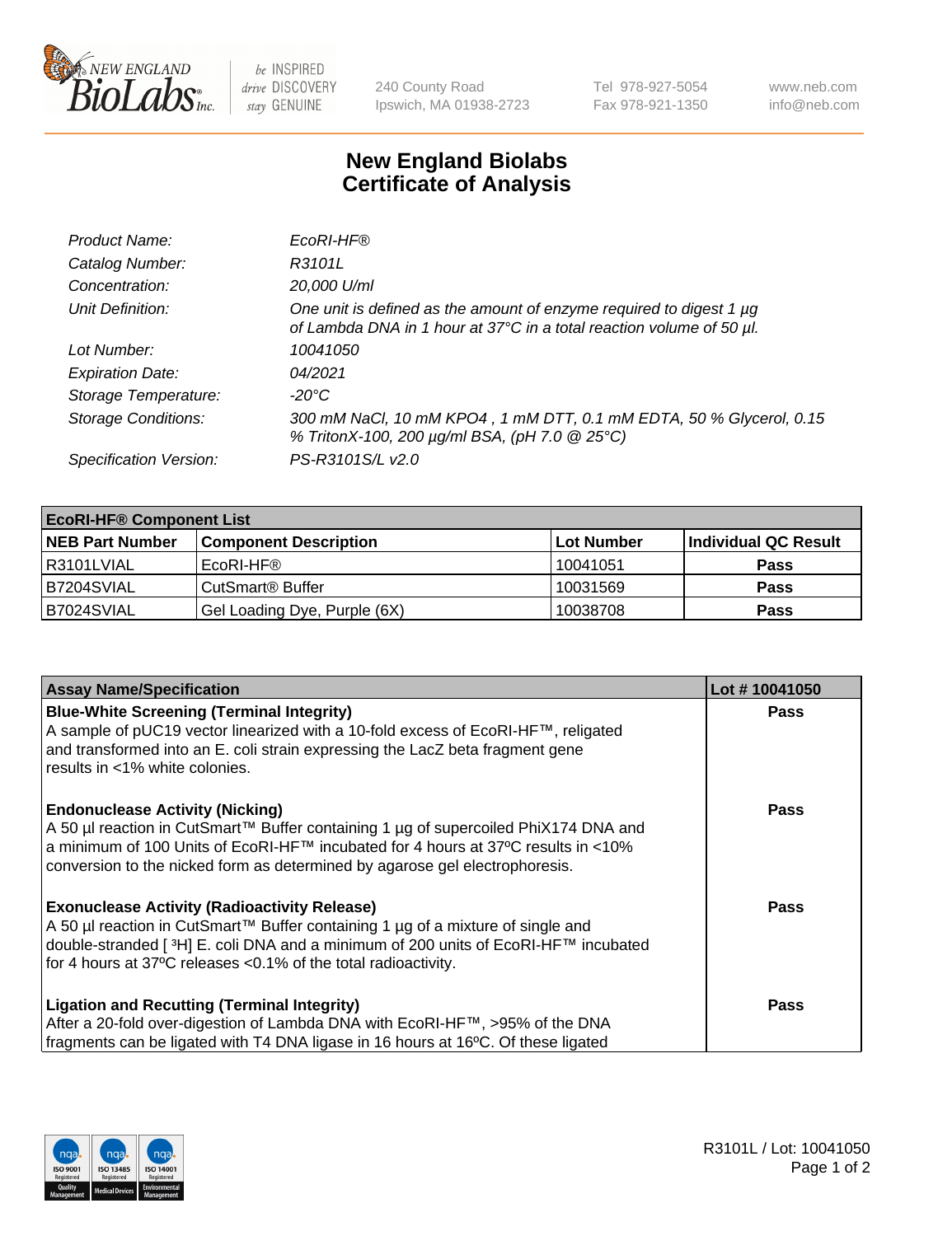240 County Road
Ipswich, MA 01938-2723

Tel 978-927-5054
Fax 978-921-1350

www.neb.com
info@neb.com

# New England Biolabs
# Certificate of Analysis

| | |
|---|---|
| *Product Name:* | *EcoRI-HF®* |
| *Catalog Number:* | *R3101L* |
| *Concentration:* | *20,000 U/ml* |
| *Unit Definition:* | *One unit is defined as the amount of enzyme required to digest 1 µg of Lambda DNA in 1 hour at 37°C in a total reaction volume of 50 µl.* |
| *Lot Number:* | *10041050* |
| *Expiration Date:* | *04/2021* |
| *Storage Temperature:* | *-20°C* |
| *Storage Conditions:* | *300 mM NaCl, 10 mM KPO4 , 1 mM DTT, 0.1 mM EDTA, 50 % Glycerol, 0.15 % TritonX-100, 200 µg/ml BSA, (pH 7.0 @ 25°C)* |
| *Specification Version:* | *PS-R3101S/L v2.0* |

| **EcoRI-HF® Component List** | | | |
|---|---|---|---|
| **NEB Part Number** | **Component Description** | **Lot Number** | **Individual QC Result** |
| R3101LVIAL | EcoRI-HF® | 10041051 | **Pass** |
| B7204SVIAL | CutSmart® Buffer | 10031569 | **Pass** |
| B7024SVIAL | Gel Loading Dye, Purple (6X) | 10038708 | **Pass** |

| **Assay Name/Specification** | **Lot # 10041050** |
|---|---|
| **Blue-White Screening (Terminal Integrity)**<br>A sample of pUC19 vector linearized with a 10-fold excess of EcoRI-HF™, religated and transformed into an E. coli strain expressing the LacZ beta fragment gene results in <1% white colonies. | **Pass** |
| **Endonuclease Activity (Nicking)**<br>A 50 µl reaction in CutSmart™ Buffer containing 1 µg of supercoiled PhiX174 DNA and a minimum of 100 Units of EcoRI-HF™ incubated for 4 hours at 37ºC results in <10% conversion to the nicked form as determined by agarose gel electrophoresis. | **Pass** |
| **Exonuclease Activity (Radioactivity Release)**<br>A 50 µl reaction in CutSmart™ Buffer containing 1 µg of a mixture of single and double-stranded [ $^{3}$H] E. coli DNA and a minimum of 200 units of EcoRI-HF™ incubated for 4 hours at 37ºC releases <0.1% of the total radioactivity. | **Pass** |
| **Ligation and Recutting (Terminal Integrity)**<br>After a 20-fold over-digestion of Lambda DNA with EcoRI-HF™, >95% of the DNA fragments can be ligated with T4 DNA ligase in 16 hours at 16ºC. Of these ligated | **Pass** |

R3101L / Lot: 10041050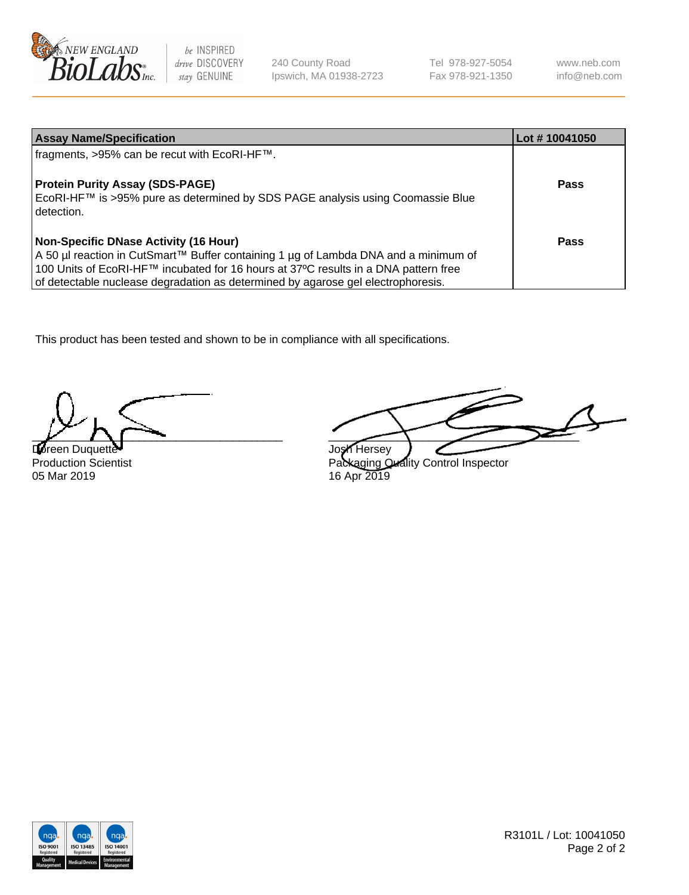| Assay Name/Specification | Lot # 10041050 |
|---|---|
| fragments, >95% can be recut with EcoRI-HF™. | |
| **Protein Purity Assay (SDS-PAGE)**<br>EcoRI-HF™ is >95% pure as determined by SDS PAGE analysis using Coomassie Blue detection. | **Pass** |
| **Non-Specific DNase Activity (16 Hour)**<br>A 50 µl reaction in CutSmart™ Buffer containing 1 µg of Lambda DNA and a minimum of 100 Units of EcoRI-HF™ incubated for 16 hours at 37ºC results in a DNA pattern free of detectable nuclease degradation as determined by agarose gel electrophoresis. | **Pass** |

This product has been tested and shown to be in compliance with all specifications.

Doreen Duquette
Production Scientist
05 Mar 2019

Josh Hersey
Packaging Quality Control Inspector
16 Apr 2019

R3101L / Lot: 10041050